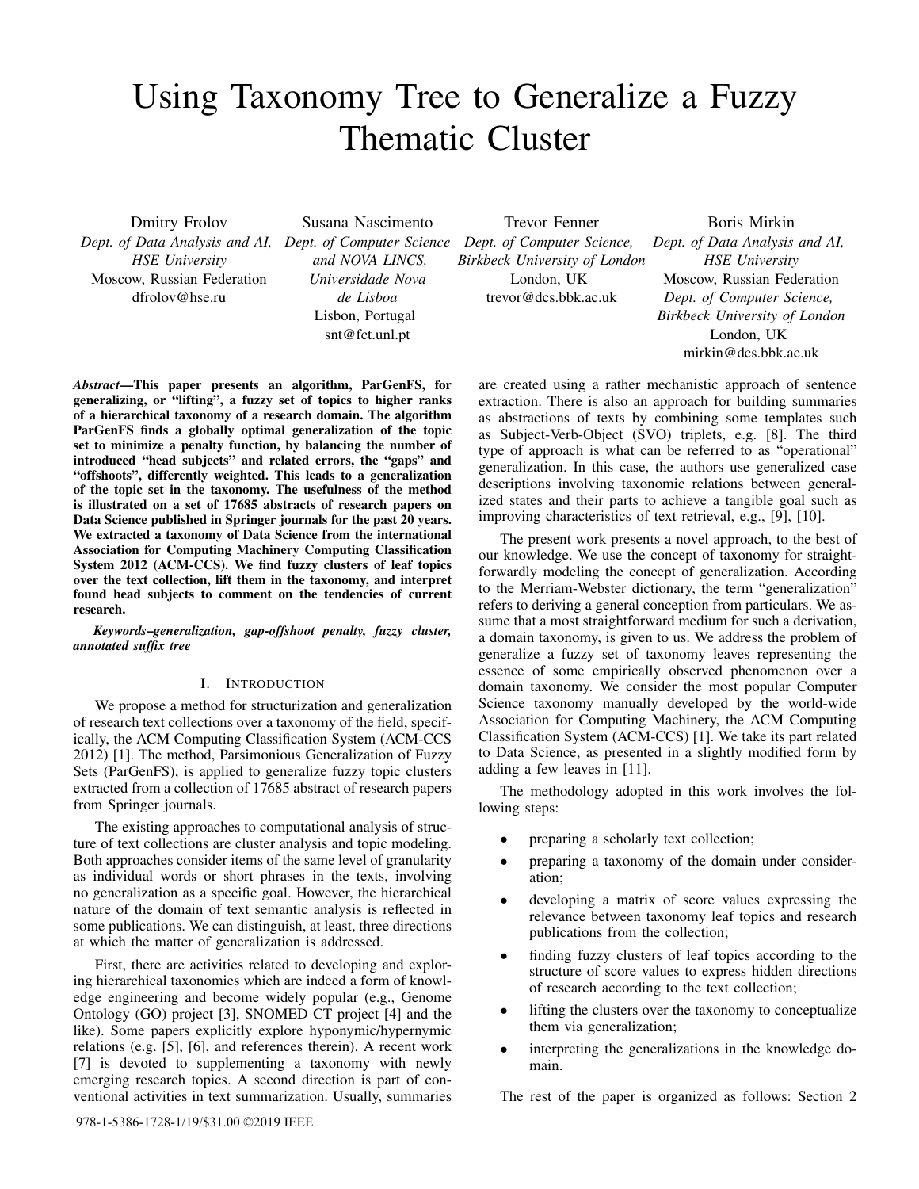# Using Taxonomy Tree to Generalize a Fuzzy Thematic Cluster

Dmitry Frolov
*Dept. of Data Analysis and AI, HSE University*
Moscow, Russian Federation
dfrolov@hse.ru

Susana Nascimento
*Dept. of Computer Science and NOVA LINCS, Universidade Nova de Lisboa*
Lisbon, Portugal
snt@fct.unl.pt

Trevor Fenner
*Dept. of Computer Science, Birkbeck University of London*
London, UK
trevor@dcs.bbk.ac.uk

Boris Mirkin
*Dept. of Data Analysis and AI, HSE University*
Moscow, Russian Federation
*Dept. of Computer Science, Birkbeck University of London*
London, UK
mirkin@dcs.bbk.ac.uk

***Abstract*—This paper presents an algorithm, ParGenFS, for generalizing, or "lifting", a fuzzy set of topics to higher ranks of a hierarchical taxonomy of a research domain. The algorithm ParGenFS finds a globally optimal generalization of the topic set to minimize a penalty function, by balancing the number of introduced "head subjects" and related errors, the "gaps" and "offshoots", differently weighted. This leads to a generalization of the topic set in the taxonomy. The usefulness of the method is illustrated on a set of 17685 abstracts of research papers on Data Science published in Springer journals for the past 20 years. We extracted a taxonomy of Data Science from the international Association for Computing Machinery Computing Classification System 2012 (ACM-CCS). We find fuzzy clusters of leaf topics over the text collection, lift them in the taxonomy, and interpret found head subjects to comment on the tendencies of current research.**

***Keywords*–*generalization, gap-offshoot penalty, fuzzy cluster, annotated suffix tree***

## I. Introduction

We propose a method for structurization and generalization of research text collections over a taxonomy of the field, specifically, the ACM Computing Classification System (ACM-CCS 2012) [1]. The method, Parsimonious Generalization of Fuzzy Sets (ParGenFS), is applied to generalize fuzzy topic clusters extracted from a collection of 17685 abstract of research papers from Springer journals.

The existing approaches to computational analysis of structure of text collections are cluster analysis and topic modeling. Both approaches consider items of the same level of granularity as individual words or short phrases in the texts, involving no generalization as a specific goal. However, the hierarchical nature of the domain of text semantic analysis is reflected in some publications. We can distinguish, at least, three directions at which the matter of generalization is addressed.

First, there are activities related to developing and exploring hierarchical taxonomies which are indeed a form of knowledge engineering and become widely popular (e.g., Genome Ontology (GO) project [3], SNOMED CT project [4] and the like). Some papers explicitly explore hyponymic/hypernymic relations (e.g. [5], [6], and references therein). A recent work [7] is devoted to supplementing a taxonomy with newly emerging research topics. A second direction is part of conventional activities in text summarization. Usually, summaries are created using a rather mechanistic approach of sentence extraction. There is also an approach for building summaries as abstractions of texts by combining some templates such as Subject-Verb-Object (SVO) triplets, e.g. [8]. The third type of approach is what can be referred to as "operational" generalization. In this case, the authors use generalized case descriptions involving taxonomic relations between generalized states and their parts to achieve a tangible goal such as improving characteristics of text retrieval, e.g., [9], [10].

The present work presents a novel approach, to the best of our knowledge. We use the concept of taxonomy for straightforwardly modeling the concept of generalization. According to the Merriam-Webster dictionary, the term "generalization" refers to deriving a general conception from particulars. We assume that a most straightforward medium for such a derivation, a domain taxonomy, is given to us. We address the problem of generalize a fuzzy set of taxonomy leaves representing the essence of some empirically observed phenomenon over a domain taxonomy. We consider the most popular Computer Science taxonomy manually developed by the world-wide Association for Computing Machinery, the ACM Computing Classification System (ACM-CCS) [1]. We take its part related to Data Science, as presented in a slightly modified form by adding a few leaves in [11].

The methodology adopted in this work involves the following steps:

- preparing a scholarly text collection;
- preparing a taxonomy of the domain under consideration;
- developing a matrix of score values expressing the relevance between taxonomy leaf topics and research publications from the collection;
- finding fuzzy clusters of leaf topics according to the structure of score values to express hidden directions of research according to the text collection;
- lifting the clusters over the taxonomy to conceptualize them via generalization;
- interpreting the generalizations in the knowledge domain.

The rest of the paper is organized as follows: Section 2

978-1-5386-1728-1/19/$31.00 ©2019 IEEE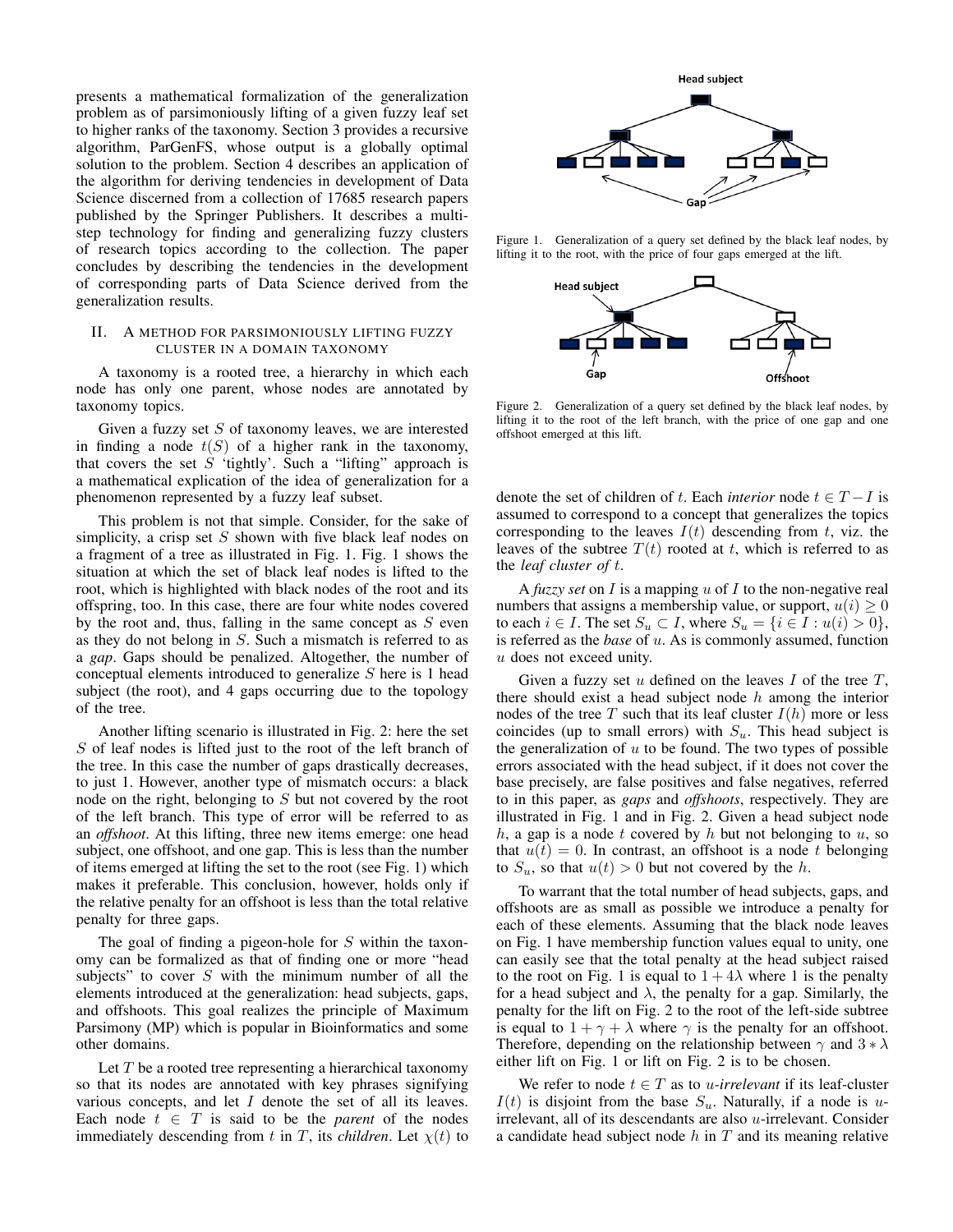presents a mathematical formalization of the generalization problem as of parsimoniously lifting of a given fuzzy leaf set to higher ranks of the taxonomy. Section 3 provides a recursive algorithm, ParGenFS, whose output is a globally optimal solution to the problem. Section 4 describes an application of the algorithm for deriving tendencies in development of Data Science discerned from a collection of 17685 research papers published by the Springer Publishers. It describes a multi-step technology for finding and generalizing fuzzy clusters of research topics according to the collection. The paper concludes by describing the tendencies in the development of corresponding parts of Data Science derived from the generalization results.

## II. A method for parsimoniously lifting fuzzy cluster in a domain taxonomy

A taxonomy is a rooted tree, a hierarchy in which each node has only one parent, whose nodes are annotated by taxonomy topics.

Given a fuzzy set $S$ of taxonomy leaves, we are interested in finding a node $t(S)$ of a higher rank in the taxonomy, that covers the set $S$ 'tightly'. Such a "lifting" approach is a mathematical explication of the idea of generalization for a phenomenon represented by a fuzzy leaf subset.

This problem is not that simple. Consider, for the sake of simplicity, a crisp set $S$ shown with five black leaf nodes on a fragment of a tree as illustrated in Fig. 1. Fig. 1 shows the situation at which the set of black leaf nodes is lifted to the root, which is highlighted with black nodes of the root and its offspring, too. In this case, there are four white nodes covered by the root and, thus, falling in the same concept as $S$ even as they do not belong in $S$. Such a mismatch is referred to as a *gap*. Gaps should be penalized. Altogether, the number of conceptual elements introduced to generalize $S$ here is 1 head subject (the root), and 4 gaps occurring due to the topology of the tree.

Another lifting scenario is illustrated in Fig. 2: here the set $S$ of leaf nodes is lifted just to the root of the left branch of the tree. In this case the number of gaps drastically decreases, to just 1. However, another type of mismatch occurs: a black node on the right, belonging to $S$ but not covered by the root of the left branch. This type of error will be referred to as an *offshoot*. At this lifting, three new items emerge: one head subject, one offshoot, and one gap. This is less than the number of items emerged at lifting the set to the root (see Fig. 1) which makes it preferable. This conclusion, however, holds only if the relative penalty for an offshoot is less than the total relative penalty for three gaps.

The goal of finding a pigeon-hole for $S$ within the taxonomy can be formalized as that of finding one or more "head subjects" to cover $S$ with the minimum number of all the elements introduced at the generalization: head subjects, gaps, and offshoots. This goal realizes the principle of Maximum Parsimony (MP) which is popular in Bioinformatics and some other domains.

Let $T$ be a rooted tree representing a hierarchical taxonomy so that its nodes are annotated with key phrases signifying various concepts, and let $I$ denote the set of all its leaves. Each node $t \in T$ is said to be the *parent* of the nodes immediately descending from $t$ in $T$, its *children*. Let $\chi(t)$ to denote the set of children of $t$. Each *interior* node $t \in T - I$ is assumed to correspond to a concept that generalizes the topics corresponding to the leaves $I(t)$ descending from $t$, viz. the leaves of the subtree $T(t)$ rooted at $t$, which is referred to as the *leaf cluster of* $t$.

Head subject

Gap

Figure 1. Generalization of a query set defined by the black leaf nodes, by lifting it to the root, with the price of four gaps emerged at the lift.

Head subject

Gap

Offshoot

Figure 2. Generalization of a query set defined by the black leaf nodes, by lifting it to the root of the left branch, with the price of one gap and one offshoot emerged at this lift.

A *fuzzy set* on $I$ is a mapping $u$ of $I$ to the non-negative real numbers that assigns a membership value, or support, $u(i) \geq 0$ to each $i \in I$. The set $S_u \subset I$, where $S_u = \{i \in I : u(i) > 0\}$, is referred as the *base* of $u$. As is commonly assumed, function $u$ does not exceed unity.

Given a fuzzy set $u$ defined on the leaves $I$ of the tree $T$, there should exist a head subject node $h$ among the interior nodes of the tree $T$ such that its leaf cluster $I(h)$ more or less coincides (up to small errors) with $S_u$. This head subject is the generalization of $u$ to be found. The two types of possible errors associated with the head subject, if it does not cover the base precisely, are false positives and false negatives, referred to in this paper, as *gaps* and *offshoots*, respectively. They are illustrated in Fig. 1 and in Fig. 2. Given a head subject node $h$, a gap is a node $t$ covered by $h$ but not belonging to $u$, so that $u(t) = 0$. In contrast, an offshoot is a node $t$ belonging to $S_u$, so that $u(t) > 0$ but not covered by the $h$.

To warrant that the total number of head subjects, gaps, and offshoots are as small as possible we introduce a penalty for each of these elements. Assuming that the black node leaves on Fig. 1 have membership function values equal to unity, one can easily see that the total penalty at the head subject raised to the root on Fig. 1 is equal to $1 + 4\lambda$ where 1 is the penalty for a head subject and $\lambda$, the penalty for a gap. Similarly, the penalty for the lift on Fig. 2 to the root of the left-side subtree is equal to $1 + \gamma + \lambda$ where $\gamma$ is the penalty for an offshoot. Therefore, depending on the relationship between $\gamma$ and $3 * \lambda$ either lift on Fig. 1 or lift on Fig. 2 is to be chosen.

We refer to node $t \in T$ as to $u$-*irrelevant* if its leaf-cluster $I(t)$ is disjoint from the base $S_u$. Naturally, if a node is $u$-irrelevant, all of its descendants are also $u$-irrelevant. Consider a candidate head subject node $h$ in $T$ and its meaning relative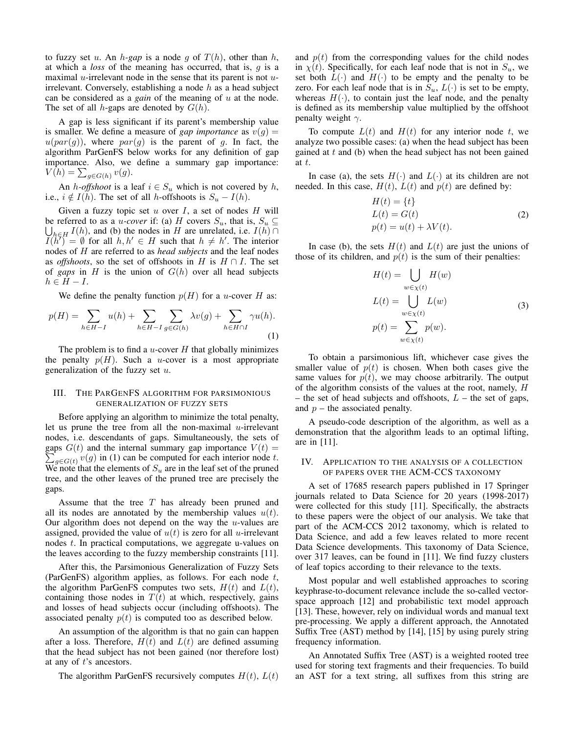to fuzzy set $u$. An $h$-*gap* is a node $g$ of $T(h)$, other than $h$, at which a *loss* of the meaning has occurred, that is, $g$ is a maximal $u$-irrelevant node in the sense that its parent is not $u$-irrelevant. Conversely, establishing a node $h$ as a head subject can be considered as a *gain* of the meaning of $u$ at the node. The set of all $h$-gaps are denoted by $G(h)$.

A gap is less significant if its parent's membership value is smaller. We define a measure of *gap importance* as $v(g) = u(par(g))$, where $par(g)$ is the parent of $g$. In fact, the algorithm ParGenFS below works for any definition of gap importance. Also, we define a summary gap importance: $V(h) = \sum_{g \in G(h)} v(g)$.

An $h$-*offshoot* is a leaf $i \in S_u$ which is not covered by $h$, i.e., $i \notin I(h)$. The set of all $h$-offshoots is $S_u - I(h)$.

Given a fuzzy topic set $u$ over $I$, a set of nodes $H$ will be referred to as a $u$-*cover* if: (a) $H$ covers $S_u$, that is, $S_u \subseteq \bigcup_{h \in H} I(h)$, and (b) the nodes in $H$ are unrelated, i.e. $I(h) \cap I(h') = \emptyset$ for all $h, h' \in H$ such that $h \neq h'$. The interior nodes of $H$ are referred to as *head subjects* and the leaf nodes as *offshoots*, so the set of offshoots in $H$ is $H \cap I$. The set of *gaps* in $H$ is the union of $G(h)$ over all head subjects $h \in H - I$.

We define the penalty function $p(H)$ for a $u$-cover $H$ as:

$$p(H) = \sum_{h \in H - I} u(h) + \sum_{h \in H - I} \sum_{g \in G(h)} \lambda v(g) + \sum_{h \in H \cap I} \gamma u(h). \tag{1}$$

The problem is to find a $u$-cover $H$ that globally minimizes the penalty $p(H)$. Such a $u$-cover is a most appropriate generalization of the fuzzy set $u$.

## III. The ParGenFS algorithm for parsimonious generalization of fuzzy sets

Before applying an algorithm to minimize the total penalty, let us prune the tree from all the non-maximal $u$-irrelevant nodes, i.e. descendants of gaps. Simultaneously, the sets of gaps $G(t)$ and the internal summary gap importance $V(t) = \sum_{g \in G(t)} v(g)$ in (1) can be computed for each interior node $t$. We note that the elements of $S_u$ are in the leaf set of the pruned tree, and the other leaves of the pruned tree are precisely the gaps.

Assume that the tree $T$ has already been pruned and all its nodes are annotated by the membership values $u(t)$. Our algorithm does not depend on the way the $u$-values are assigned, provided the value of $u(t)$ is zero for all $u$-irrelevant nodes $t$. In practical computations, we aggregate u-values on the leaves according to the fuzzy membership constraints [11].

After this, the Parsimonious Generalization of Fuzzy Sets (ParGenFS) algorithm applies, as follows. For each node $t$, the algorithm ParGenFS computes two sets, $H(t)$ and $L(t)$, containing those nodes in $T(t)$ at which, respectively, gains and losses of head subjects occur (including offshoots). The associated penalty $p(t)$ is computed too as described below.

An assumption of the algorithm is that no gain can happen after a loss. Therefore, $H(t)$ and $L(t)$ are defined assuming that the head subject has not been gained (nor therefore lost) at any of $t$'s ancestors.

The algorithm ParGenFS recursively computes $H(t)$, $L(t)$ and $p(t)$ from the corresponding values for the child nodes in $\chi(t)$. Specifically, for each leaf node that is not in $S_u$, we set both $L(\cdot)$ and $H(\cdot)$ to be empty and the penalty to be zero. For each leaf node that is in $S_u$, $L(\cdot)$ is set to be empty, whereas $H(\cdot)$, to contain just the leaf node, and the penalty is defined as its membership value multiplied by the offshoot penalty weight $\gamma$.

To compute $L(t)$ and $H(t)$ for any interior node $t$, we analyze two possible cases: (a) when the head subject has been gained at $t$ and (b) when the head subject has not been gained at $t$.

In case (a), the sets $H(\cdot)$ and $L(\cdot)$ at its children are not needed. In this case, $H(t)$, $L(t)$ and $p(t)$ are defined by:

$$\begin{aligned} H(t) &= \{t\} \\ L(t) &= G(t) \\ p(t) &= u(t) + \lambda V(t). \end{aligned} \tag{2}$$

In case (b), the sets $H(t)$ and $L(t)$ are just the unions of those of its children, and $p(t)$ is the sum of their penalties:

$$\begin{aligned} H(t) &= \bigcup_{w \in \chi(t)} H(w) \\ L(t) &= \bigcup_{w \in \chi(t)} L(w) \\ p(t) &= \sum_{w \in \chi(t)} p(w). \end{aligned} \tag{3}$$

To obtain a parsimonious lift, whichever case gives the smaller value of $p(t)$ is chosen. When both cases give the same values for $p(t)$, we may choose arbitrarily. The output of the algorithm consists of the values at the root, namely, $H$ – the set of head subjects and offshoots, $L$ – the set of gaps, and $p$ – the associated penalty.

A pseudo-code description of the algorithm, as well as a demonstration that the algorithm leads to an optimal lifting, are in [11].

## IV. Application to the analysis of a collection of papers over the ACM-CCS taxonomy

A set of 17685 research papers published in 17 Springer journals related to Data Science for 20 years (1998-2017) were collected for this study [11]. Specifically, the abstracts to these papers were the object of our analysis. We take that part of the ACM-CCS 2012 taxonomy, which is related to Data Science, and add a few leaves related to more recent Data Science developments. This taxonomy of Data Science, over 317 leaves, can be found in [11]. We find fuzzy clusters of leaf topics according to their relevance to the texts.

Most popular and well established approaches to scoring keyphrase-to-document relevance include the so-called vector-space approach [12] and probabilistic text model approach [13]. These, however, rely on individual words and manual text pre-processing. We apply a different approach, the Annotated Suffix Tree (AST) method by [14], [15] by using purely string frequency information.

An Annotated Suffix Tree (AST) is a weighted rooted tree used for storing text fragments and their frequencies. To build an AST for a text string, all suffixes from this string are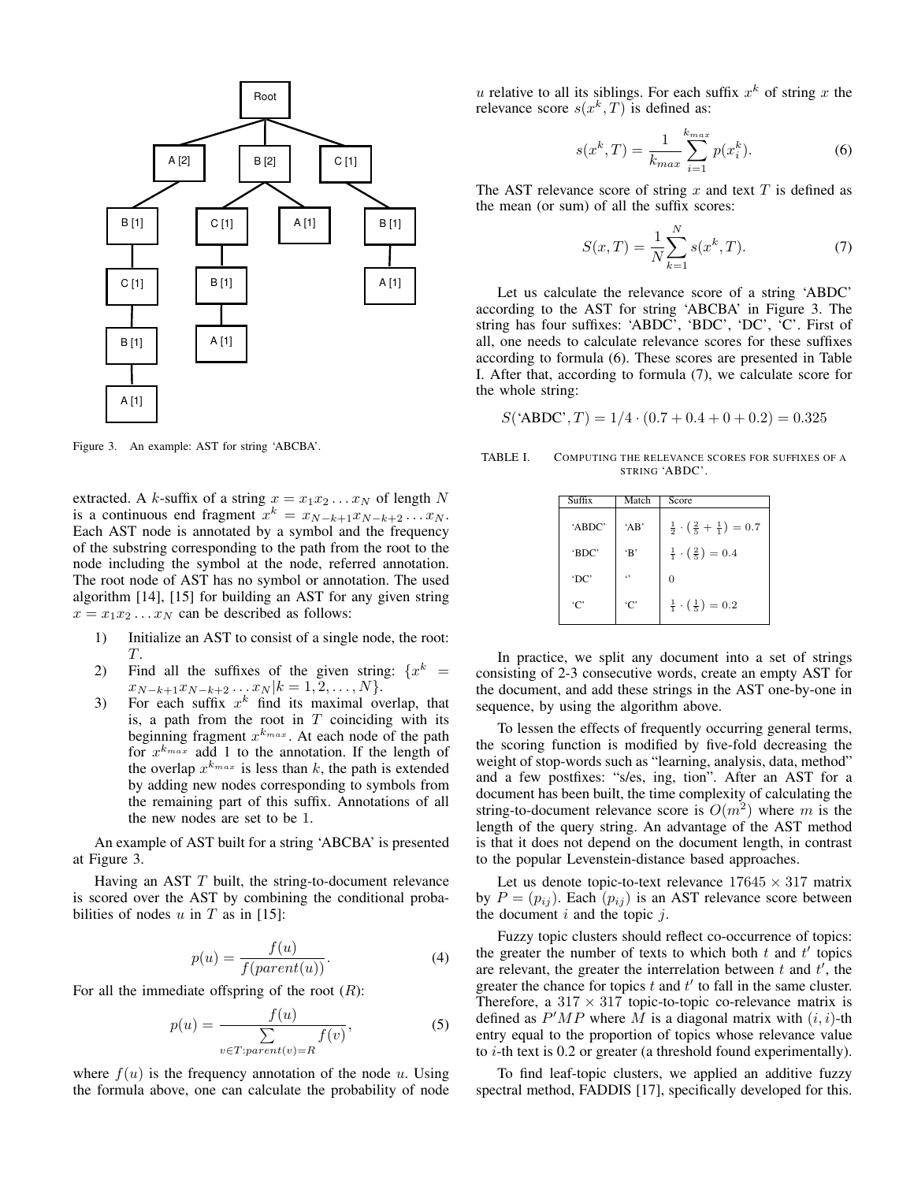Figure 3. An example: AST for string 'ABCBA'.

extracted. A $k$-suffix of a string $x = x_1x_2 \dots x_N$ of length $N$ is a continuous end fragment $x^k = x_{N-k+1}x_{N-k+2} \dots x_N$. Each AST node is annotated by a symbol and the frequency of the substring corresponding to the path from the root to the node including the symbol at the node, referred annotation. The root node of AST has no symbol or annotation. The used algorithm [14], [15] for building an AST for any given string $x = x_1x_2 \dots x_N$ can be described as follows:

1) Initialize an AST to consist of a single node, the root: $T$.
2) Find all the suffixes of the given string: $\{x^k = x_{N-k+1}x_{N-k+2} \dots x_N | k = 1, 2, \dots, N\}$.
3) For each suffix $x^k$ find its maximal overlap, that is, a path from the root in $T$ coinciding with its beginning fragment $x^{k_{max}}$. At each node of the path for $x^{k_{max}}$ add 1 to the annotation. If the length of the overlap $x^{k_{max}}$ is less than $k$, the path is extended by adding new nodes corresponding to symbols from the remaining part of this suffix. Annotations of all the new nodes are set to be 1.

An example of AST built for a string 'ABCBA' is presented at Figure 3.

Having an AST $T$ built, the string-to-document relevance is scored over the AST by combining the conditional probabilities of nodes $u$ in $T$ as in [15]:

$$p(u) = \frac{f(u)}{f(parent(u))}. \tag{4}$$

For all the immediate offspring of the root ($R$):

$$p(u) = \frac{f(u)}{\sum\limits_{v \in T: parent(v) = R} f(v)}, \tag{5}$$

where $f(u)$ is the frequency annotation of the node $u$. Using the formula above, one can calculate the probability of node $u$ relative to all its siblings. For each suffix $x^k$ of string $x$ the relevance score $s(x^k, T)$ is defined as:

$$s(x^k, T) = \frac{1}{k_{max}} \sum_{i=1}^{k_{max}} p(x_i^k). \tag{6}$$

The AST relevance score of string $x$ and text $T$ is defined as the mean (or sum) of all the suffix scores:

$$S(x, T) = \frac{1}{N} \sum_{k=1}^{N} s(x^k, T). \tag{7}$$

Let us calculate the relevance score of a string 'ABDC' according to the AST for string 'ABCBA' in Figure 3. The string has four suffixes: 'ABDC', 'BDC', 'DC', 'C'. First of all, one needs to calculate relevance scores for these suffixes according to formula (6). These scores are presented in Table I. After that, according to formula (7), we calculate score for the whole string:

$$S(\text{'ABDC'}, T) = 1/4 \cdot (0.7 + 0.4 + 0 + 0.2) = 0.325$$

TABLE I. COMPUTING THE RELEVANCE SCORES FOR SUFFIXES OF A STRING 'ABDC'.

| Suffix | Match | Score |
|---|---|---|
| 'ABDC' | 'AB' | $\frac{1}{2} \cdot \left(\frac{2}{5} + \frac{1}{1}\right) = 0.7$ |
| 'BDC' | 'B' | $\frac{1}{1} \cdot \left(\frac{2}{5}\right) = 0.4$ |
| 'DC' | '' | 0 |
| 'C' | 'C' | $\frac{1}{1} \cdot \left(\frac{1}{5}\right) = 0.2$ |

In practice, we split any document into a set of strings consisting of 2-3 consecutive words, create an empty AST for the document, and add these strings in the AST one-by-one in sequence, by using the algorithm above.

To lessen the effects of frequently occurring general terms, the scoring function is modified by five-fold decreasing the weight of stop-words such as "learning, analysis, data, method" and a few postfixes: "s/es, ing, tion". After an AST for a document has been built, the time complexity of calculating the string-to-document relevance score is $O(m^2)$ where $m$ is the length of the query string. An advantage of the AST method is that it does not depend on the document length, in contrast to the popular Levenstein-distance based approaches.

Let us denote topic-to-text relevance $17645 \times 317$ matrix by $P = (p_{ij})$. Each $(p_{ij})$ is an AST relevance score between the document $i$ and the topic $j$.

Fuzzy topic clusters should reflect co-occurrence of topics: the greater the number of texts to which both $t$ and $t'$ topics are relevant, the greater the interrelation between $t$ and $t'$, the greater the chance for topics $t$ and $t'$ to fall in the same cluster. Therefore, a $317 \times 317$ topic-to-topic co-relevance matrix is defined as $P'MP$ where $M$ is a diagonal matrix with $(i, i)$-th entry equal to the proportion of topics whose relevance value to $i$-th text is 0.2 or greater (a threshold found experimentally).

To find leaf-topic clusters, we applied an additive fuzzy spectral method, FADDIS [17], specifically developed for this.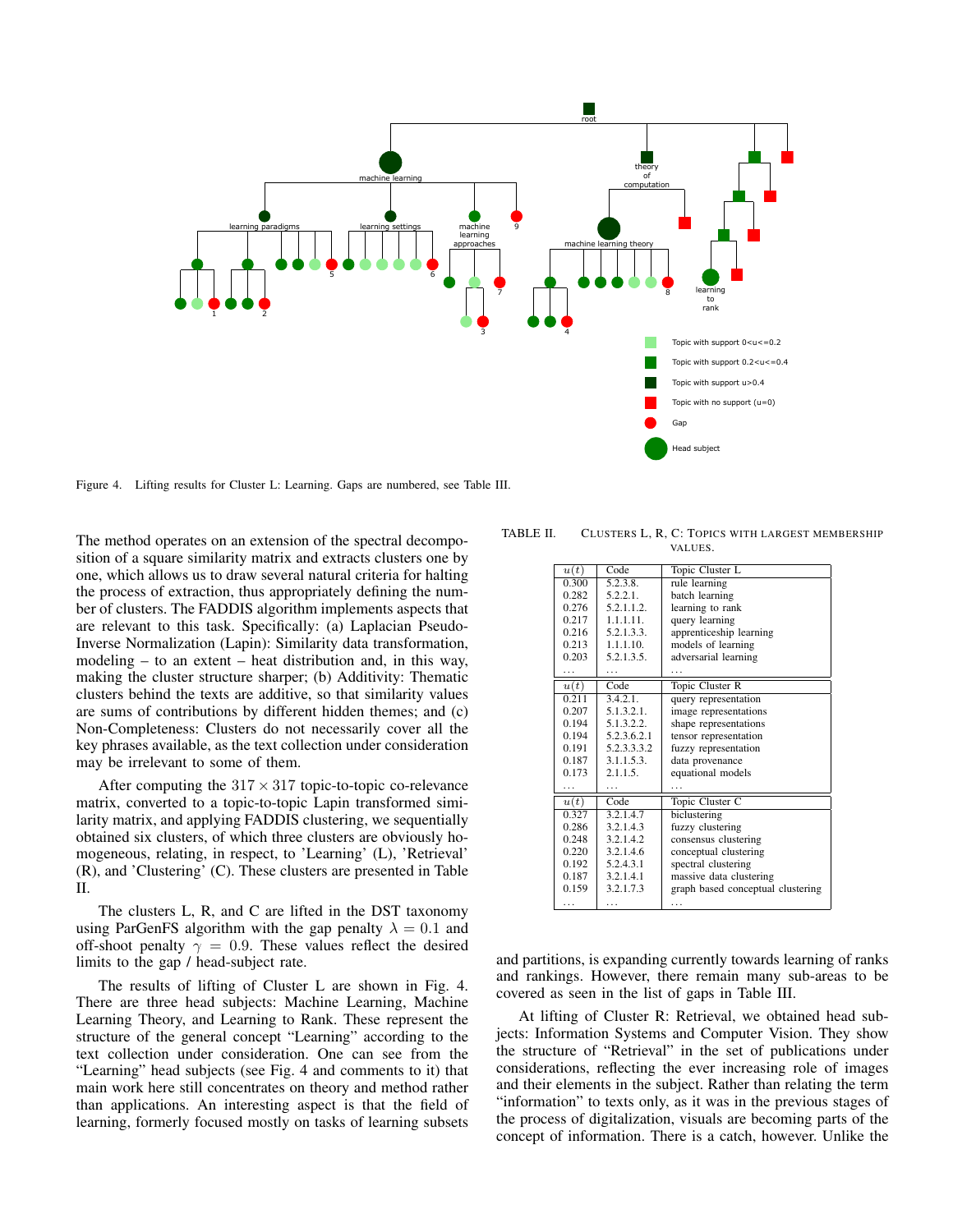Figure 4. Lifting results for Cluster L: Learning. Gaps are numbered, see Table III.

The method operates on an extension of the spectral decomposition of a square similarity matrix and extracts clusters one by one, which allows us to draw several natural criteria for halting the process of extraction, thus appropriately defining the number of clusters. The FADDIS algorithm implements aspects that are relevant to this task. Specifically: (a) Laplacian Pseudo-Inverse Normalization (Lapin): Similarity data transformation, modeling – to an extent – heat distribution and, in this way, making the cluster structure sharper; (b) Additivity: Thematic clusters behind the texts are additive, so that similarity values are sums of contributions by different hidden themes; and (c) Non-Completeness: Clusters do not necessarily cover all the key phrases available, as the text collection under consideration may be irrelevant to some of them.

After computing the $317 \times 317$ topic-to-topic co-relevance matrix, converted to a topic-to-topic Lapin transformed similarity matrix, and applying FADDIS clustering, we sequentially obtained six clusters, of which three clusters are obviously homogeneous, relating, in respect, to 'Learning' (L), 'Retrieval' (R), and 'Clustering' (C). These clusters are presented in Table II.

The clusters L, R, and C are lifted in the DST taxonomy using ParGenFS algorithm with the gap penalty $\lambda = 0.1$ and off-shoot penalty $\gamma = 0.9$. These values reflect the desired limits to the gap / head-subject rate.

The results of lifting of Cluster L are shown in Fig. 4. There are three head subjects: Machine Learning, Machine Learning Theory, and Learning to Rank. These represent the structure of the general concept "Learning" according to the text collection under consideration. One can see from the "Learning" head subjects (see Fig. 4 and comments to it) that main work here still concentrates on theory and method rather than applications. An interesting aspect is that the field of learning, formerly focused mostly on tasks of learning subsets and partitions, is expanding currently towards learning of ranks and rankings. However, there remain many sub-areas to be covered as seen in the list of gaps in Table III.

TABLE II. CLUSTERS L, R, C: TOPICS WITH LARGEST MEMBERSHIP VALUES.

| $u(t)$ | Code | Topic Cluster L |
|---|---|---|
| 0.300 | 5.2.3.8. | rule learning |
| 0.282 | 5.2.2.1. | batch learning |
| 0.276 | 5.2.1.1.2. | learning to rank |
| 0.217 | 1.1.1.11. | query learning |
| 0.216 | 5.2.1.3.3. | apprenticeship learning |
| 0.213 | 1.1.1.10. | models of learning |
| 0.203 | 5.2.1.3.5. | adversarial learning |
| ... | ... | ... |
| $u(t)$ | Code | Topic Cluster R |
| 0.211 | 3.4.2.1. | query representation |
| 0.207 | 5.1.3.2.1. | image representations |
| 0.194 | 5.1.3.2.2. | shape representations |
| 0.194 | 5.2.3.6.2.1 | tensor representation |
| 0.191 | 5.2.3.3.3.2 | fuzzy representation |
| 0.187 | 3.1.1.5.3. | data provenance |
| 0.173 | 2.1.1.5. | equational models |
| ... | ... | ... |
| $u(t)$ | Code | Topic Cluster C |
| 0.327 | 3.2.1.4.7 | biclustering |
| 0.286 | 3.2.1.4.3 | fuzzy clustering |
| 0.248 | 3.2.1.4.2 | consensus clustering |
| 0.220 | 3.2.1.4.6 | conceptual clustering |
| 0.192 | 5.2.4.3.1 | spectral clustering |
| 0.187 | 3.2.1.4.1 | massive data clustering |
| 0.159 | 3.2.1.7.3 | graph based conceptual clustering |
| ... | ... | ... |

At lifting of Cluster R: Retrieval, we obtained head subjects: Information Systems and Computer Vision. They show the structure of "Retrieval" in the set of publications under considerations, reflecting the ever increasing role of images and their elements in the subject. Rather than relating the term "information" to texts only, as it was in the previous stages of the process of digitalization, visuals are becoming parts of the concept of information. There is a catch, however. Unlike the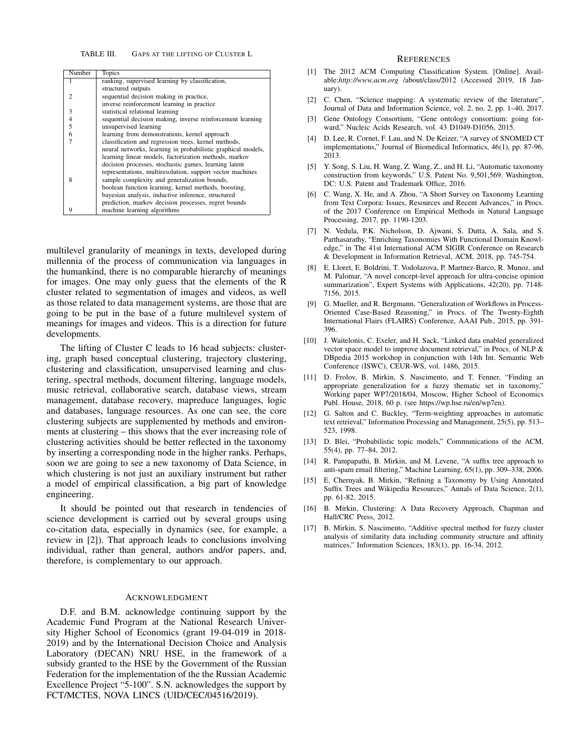TABLE III. GAPS AT THE LIFTING OF CLUSTER L

| Number | Topics |
|---|---|
| 1 | ranking, supervised learning by classification, structured outputs |
| 2 | sequential decision making in practice, inverse reinforcement learning in practice |
| 3 | statistical relational learning |
| 4 | sequential decision making, inverse reinforcement learning |
| 5 | unsupervised learning |
| 6 | learning from demonstrations, kernel approach |
| 7 | classification and regression trees, kernel methods, neural networks, learning in probabilistic graphical models, learning linear models, factorization methods, markov decision processes, stochastic games, learning latent representations, multiresolution, support vector machines |
| 8 | sample complexity and generalization bounds, boolean function learning, kernel methods, boosting, bayesian analysis, inductive inference, structured prediction, markov decision processes, regret bounds |
| 9 | machine learning algorithms |

multilevel granularity of meanings in texts, developed during millennia of the process of communication via languages in the humankind, there is no comparable hierarchy of meanings for images. One may only guess that the elements of the R cluster related to segmentation of images and videos, as well as those related to data management systems, are those that are going to be put in the base of a future multilevel system of meanings for images and videos. This is a direction for future developments.

The lifting of Cluster C leads to 16 head subjects: clustering, graph based conceptual clustering, trajectory clustering, clustering and classification, unsupervised learning and clustering, spectral methods, document filtering, language models, music retrieval, collaborative search, database views, stream management, database recovery, mapreduce languages, logic and databases, language resources. As one can see, the core clustering subjects are supplemented by methods and environments at clustering – this shows that the ever increasing role of clustering activities should be better reflected in the taxonomy by inserting a corresponding node in the higher ranks. Perhaps, soon we are going to see a new taxonomy of Data Science, in which clustering is not just an auxiliary instrument but rather a model of empirical classification, a big part of knowledge engineering.

It should be pointed out that research in tendencies of science development is carried out by several groups using co-citation data, especially in dynamics (see, for example, a review in [2]). That approach leads to conclusions involving individual, rather than general, authors and/or papers, and, therefore, is complementary to our approach.

## ACKNOWLEDGMENT

D.F. and B.M. acknowledge continuing support by the Academic Fund Program at the National Research University Higher School of Economics (grant 19-04-019 in 2018-2019) and by the International Decision Choice and Analysis Laboratory (DECAN) NRU HSE, in the framework of a subsidy granted to the HSE by the Government of the Russian Federation for the implementation of the the Russian Academic Excellence Project "5-100". S.N. acknowledges the support by FCT/MCTES, NOVA LINCS (UID/CEC/04516/2019).

## REFERENCES

[1] The 2012 ACM Computing Classification System. [Online]. Available:*http://www.acm.org* /about/class/2012 (Accessed 2019, 18 January).

[2] C. Chen, "Science mapping: A systematic review of the literature", Journal of Data and Information Science, vol. 2, no. 2, pp. 1–40, 2017.

[3] Gene Ontology Consortium, "Gene ontology consortium: going forward," Nucleic Acids Research, vol. 43 D1049-D1056, 2015.

[4] D. Lee, R. Cornet, F. Lau, and N. De Keizer, "A survey of SNOMED CT implementations," Journal of Biomedical Informatics, 46(1), pp. 87-96, 2013.

[5] Y. Song, S. Liu, H. Wang, Z. Wang, Z., and H. Li, "Automatic taxonomy construction from keywords," U.S. Patent No. 9,501,569. Washington, DC: U.S. Patent and Trademark Office, 2016.

[6] C. Wang, X. He, and A. Zhou, "A Short Survey on Taxonomy Learning from Text Corpora: Issues, Resources and Recent Advances," in Procs. of the 2017 Conference on Empirical Methods in Natural Language Processing, 2017, pp. 1190-1203.

[7] N. Vedula, P.K. Nicholson, D. Ajwani, S. Dutta, A. Sala, and S. Parthasarathy, "Enriching Taxonomies With Functional Domain Knowledge," in The 41st International ACM SIGIR Conference on Research & Development in Information Retrieval, ACM, 2018, pp. 745-754.

[8] E. Lloret, E. Boldrini, T. Vodolazova, P. Martnez-Barco, R. Munoz, and M. Palomar, "A novel concept-level approach for ultra-concise opinion summarization", Expert Systems with Applications, 42(20), pp. 7148-7156, 2015.

[9] G. Mueller, and R. Bergmann, "Generalization of Workflows in Process-Oriented Case-Based Reasoning," in Procs. of The Twenty-Eighth International Flairs (FLAIRS) Conference, AAAI Pub., 2015, pp. 391-396.

[10] J. Waitelonis, C. Exeler, and H. Sack, "Linked data enabled generalized vector space model to improve document retrieval," in Procs. of NLP & DBpedia 2015 workshop in conjunction with 14th Int. Semantic Web Conference (ISWC), CEUR-WS, vol. 1486, 2015.

[11] D. Frolov, B. Mirkin, S. Nascimento, and T. Fenner, "Finding an appropriate generalization for a fuzzy thematic set in taxonomy," Working paper WP7/2018/04, Moscow, Higher School of Economics Publ. House, 2018, 60 p. (see https://wp.hse.ru/en/wp7en).

[12] G. Salton and C. Buckley, "Term-weighting approaches in automatic text retrieval," Information Processing and Management, 25(5), pp. 513–523, 1998.

[13] D. Blei, "Probabilistic topic models," Communications of the ACM, 55(4), pp. 77–84, 2012.

[14] R. Pampapathi, B. Mirkin, and M. Levene, "A suffix tree approach to anti-spam email filtering," Machine Learning, 65(1), pp. 309–338, 2006.

[15] E. Chernyak, B. Mirkin, "Refining a Taxonomy by Using Annotated Suffix Trees and Wikipedia Resources," Annals of Data Science, 2(1), pp. 61-82, 2015.

[16] B. Mirkin, Clustering: A Data Recovery Approach, Chapman and Hall/CRC Press, 2012.

[17] B. Mirkin, S. Nascimento, "Additive spectral method for fuzzy cluster analysis of similarity data including community structure and affinity matrices," Information Sciences, 183(1), pp. 16-34, 2012.